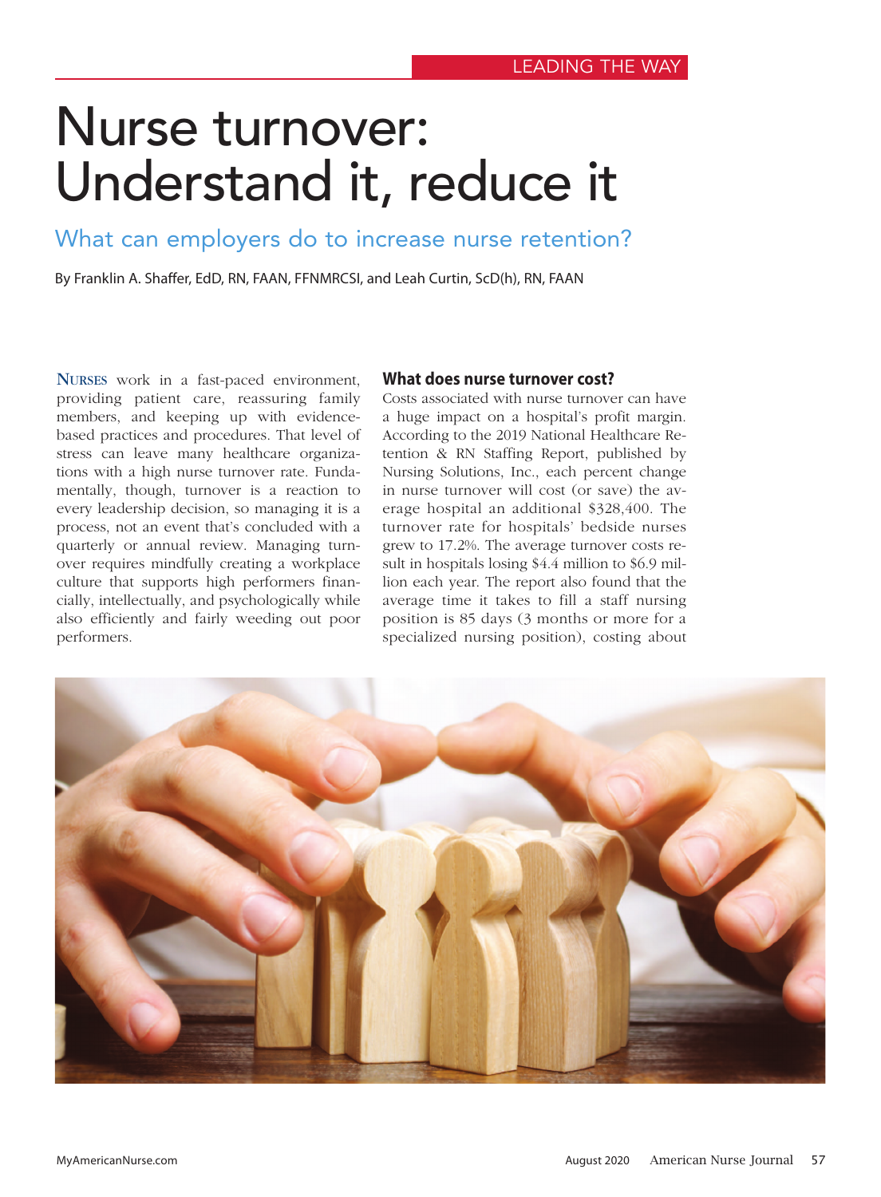LEADING THE WAY

# Nurse turnover: Understand it, reduce it

## What can employers do to increase nurse retention?

By Franklin A. Shaffer, EdD, RN, FAAN, FFNMRCSI, and Leah Curtin, ScD(h), RN, FAAN

NURSES work in a fast-paced environment, providing patient care, reassuring family members, and keeping up with evidence-based practices and procedures. That level of stress can leave many healthcare organizations with a high nurse turnover rate. Fundamentally, though, turnover is a reaction to every leadership decision, so managing it is a process, not an event that's concluded with a quarterly or annual review. Managing turnover requires mindfully creating a workplace culture that supports high performers financially, intellectually, and psychologically while also efficiently and fairly weeding out poor performers.

### What does nurse turnover cost?

Costs associated with nurse turnover can have a huge impact on a hospital's profit margin. According to the 2019 National Healthcare Retention & RN Staffing Report, published by Nursing Solutions, Inc., each percent change in nurse turnover will cost (or save) the average hospital an additional $328,400. The turnover rate for hospitals' bedside nurses grew to 17.2%. The average turnover costs result in hospitals losing $4.4 million to $6.9 million each year. The report also found that the average time it takes to fill a staff nursing position is 85 days (3 months or more for a specialized nursing position), costing about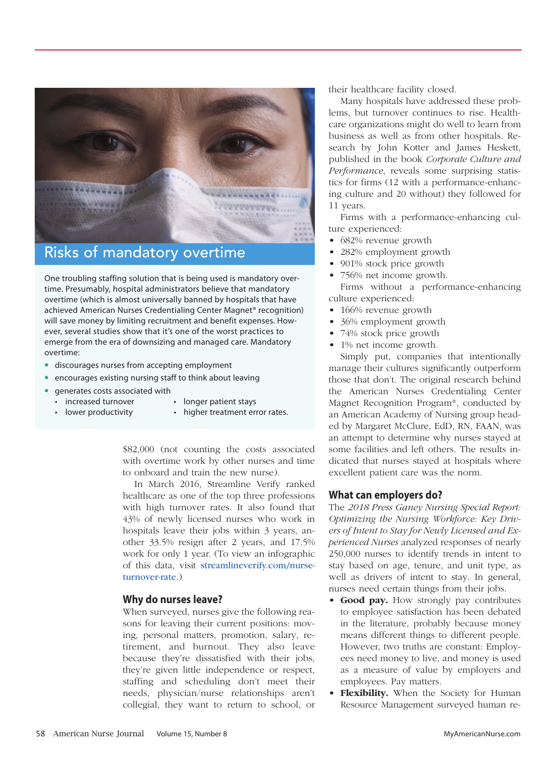## Risks of mandatory overtime

One troubling staffing solution that is being used is mandatory overtime. Presumably, hospital administrators believe that mandatory overtime (which is almost universally banned by hospitals that have achieved American Nurses Credentialing Center Magnet® recognition) will save money by limiting recruitment and benefit expenses. However, several studies show that it's one of the worst practices to emerge from the era of downsizing and managed care. Mandatory overtime:

- discourages nurses from accepting employment
- encourages existing nursing staff to think about leaving
- generates costs associated with
  - increased turnover
  - lower productivity
  - longer patient stays
  - higher treatment error rates.

$82,000 (not counting the costs associated with overtime work by other nurses and time to onboard and train the new nurse).

In March 2016, Streamline Verify ranked healthcare as one of the top three professions with high turnover rates. It also found that 43% of newly licensed nurses who work in hospitals leave their jobs within 3 years, another 33.5% resign after 2 years, and 17.5% work for only 1 year. (To view an infographic of this data, visit streamlineverify.com/nurse-turnover-rate.)

### Why do nurses leave?

When surveyed, nurses give the following reasons for leaving their current positions: moving, personal matters, promotion, salary, retirement, and burnout. They also leave because they're dissatisfied with their jobs, they're given little independence or respect, staffing and scheduling don't meet their needs, physician/nurse relationships aren't collegial, they want to return to school, or their healthcare facility closed.

Many hospitals have addressed these problems, but turnover continues to rise. Healthcare organizations might do well to learn from business as well as from other hospitals. Research by John Kotter and James Heskett, published in the book *Corporate Culture and Performance*, reveals some surprising statistics for firms (12 with a performance-enhancing culture and 20 without) they followed for 11 years.

Firms with a performance-enhancing culture experienced:

- 682% revenue growth
- 282% employment growth
- 901% stock price growth
- 756% net income growth.

Firms without a performance-enhancing culture experienced:

- 166% revenue growth
- 36% employment growth
- 74% stock price growth
- 1% net income growth.

Simply put, companies that intentionally manage their cultures significantly outperform those that don't. The original research behind the American Nurses Credentialing Center Magnet Recognition Program®, conducted by an American Academy of Nursing group headed by Margaret McClure, EdD, RN, FAAN, was an attempt to determine why nurses stayed at some facilities and left others. The results indicated that nurses stayed at hospitals where excellent patient care was the norm.

### What can employers do?

The *2018 Press Ganey Nursing Special Report: Optimizing the Nursing Workforce: Key Drivers of Intent to Stay for Newly Licensed and Experienced Nurses* analyzed responses of nearly 250,000 nurses to identify trends in intent to stay based on age, tenure, and unit type, as well as drivers of intent to stay. In general, nurses need certain things from their jobs.

- **Good pay.** How strongly pay contributes to employee satisfaction has been debated in the literature, probably because money means different things to different people. However, two truths are constant: Employees need money to live, and money is used as a measure of value by employers and employees. Pay matters.
- **Flexibility.** When the Society for Human Resource Management surveyed human re-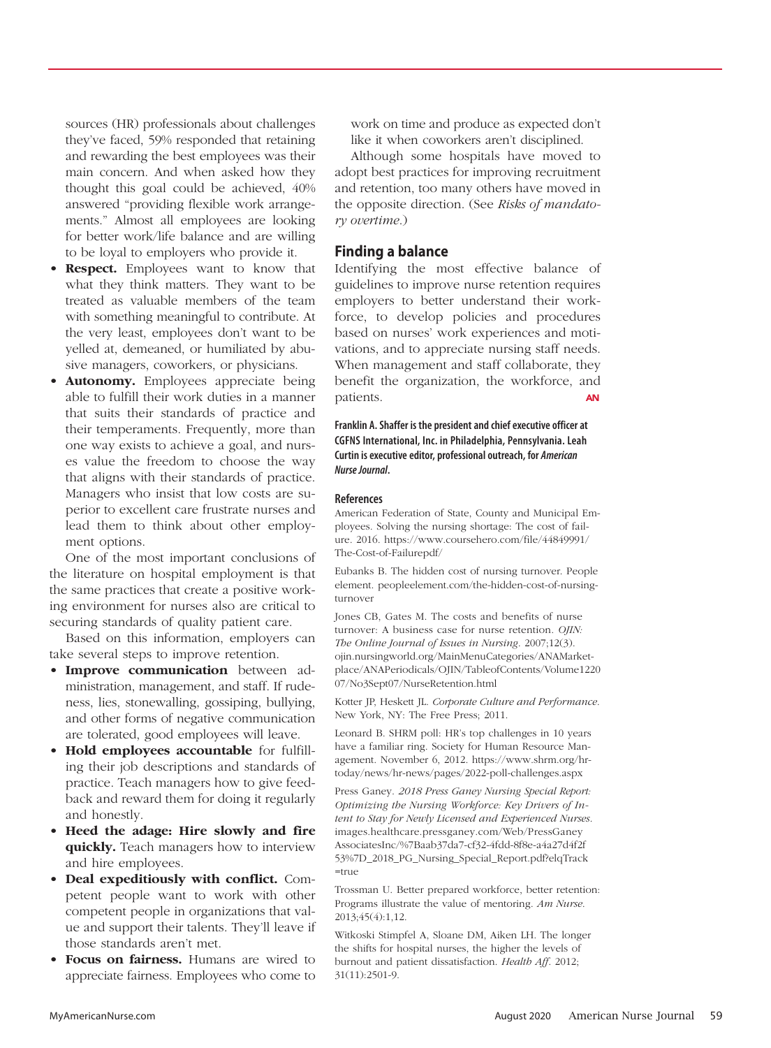sources (HR) professionals about challenges they've faced, 59% responded that retaining and rewarding the best employees was their main concern. And when asked how they thought this goal could be achieved, 40% answered "providing flexible work arrangements." Almost all employees are looking for better work/life balance and are willing to be loyal to employers who provide it.

- **Respect.** Employees want to know that what they think matters. They want to be treated as valuable members of the team with something meaningful to contribute. At the very least, employees don't want to be yelled at, demeaned, or humiliated by abusive managers, coworkers, or physicians.
- **Autonomy.** Employees appreciate being able to fulfill their work duties in a manner that suits their standards of practice and their temperaments. Frequently, more than one way exists to achieve a goal, and nurses value the freedom to choose the way that aligns with their standards of practice. Managers who insist that low costs are superior to excellent care frustrate nurses and lead them to think about other employment options.

One of the most important conclusions of the literature on hospital employment is that the same practices that create a positive working environment for nurses also are critical to securing standards of quality patient care.

Based on this information, employers can take several steps to improve retention.

- **Improve communication** between administration, management, and staff. If rudeness, lies, stonewalling, gossiping, bullying, and other forms of negative communication are tolerated, good employees will leave.
- **Hold employees accountable** for fulfilling their job descriptions and standards of practice. Teach managers how to give feedback and reward them for doing it regularly and honestly.
- **Heed the adage: Hire slowly and fire quickly.** Teach managers how to interview and hire employees.
- **Deal expeditiously with conflict.** Competent people want to work with other competent people in organizations that value and support their talents. They'll leave if those standards aren't met.
- **Focus on fairness.** Humans are wired to appreciate fairness. Employees who come to work on time and produce as expected don't like it when coworkers aren't disciplined.

Although some hospitals have moved to adopt best practices for improving recruitment and retention, too many others have moved in the opposite direction. (See *Risks of mandatory overtime*.)

## Finding a balance

Identifying the most effective balance of guidelines to improve nurse retention requires employers to better understand their workforce, to develop policies and procedures based on nurses' work experiences and motivations, and to appreciate nursing staff needs. When management and staff collaborate, they benefit the organization, the workforce, and patients. **AN**

**Franklin A. Shaffer is the president and chief executive officer at CGFNS International, Inc. in Philadelphia, Pennsylvania. Leah Curtin is executive editor, professional outreach, for *American Nurse Journal*.**

### References

American Federation of State, County and Municipal Employees. Solving the nursing shortage: The cost of failure. 2016. https://www.coursehero.com/file/44849991/The-Cost-of-Failurepdf/

Eubanks B. The hidden cost of nursing turnover. People element. peopleelement.com/the-hidden-cost-of-nursing-turnover

Jones CB, Gates M. The costs and benefits of nurse turnover: A business case for nurse retention. *OJIN: The Online Journal of Issues in Nursing*. 2007;12(3). ojin.nursingworld.org/MainMenuCategories/ANAMarketplace/ANAPeriodicals/OJIN/TableofContents/Volume122007/No3Sept07/NurseRetention.html

Kotter JP, Heskett JL. *Corporate Culture and Performance*. New York, NY: The Free Press; 2011.

Leonard B. SHRM poll: HR's top challenges in 10 years have a familiar ring. Society for Human Resource Management. November 6, 2012. https://www.shrm.org/hr-today/news/hr-news/pages/2022-poll-challenges.aspx

Press Ganey. *2018 Press Ganey Nursing Special Report: Optimizing the Nursing Workforce: Key Drivers of Intent to Stay for Newly Licensed and Experienced Nurses*. images.healthcare.pressganey.com/Web/PressGaneyAssociatesInc/%7Baab37da7-cf32-4fdd-8f8e-a4a27d4f2f53%7D_2018_PG_Nursing_Special_Report.pdf?elqTrack=true

Trossman U. Better prepared workforce, better retention: Programs illustrate the value of mentoring. *Am Nurse*. 2013;45(4):1,12.

Witkoski Stimpfel A, Sloane DM, Aiken LH. The longer the shifts for hospital nurses, the higher the levels of burnout and patient dissatisfaction. *Health Aff*. 2012;31(11):2501-9.